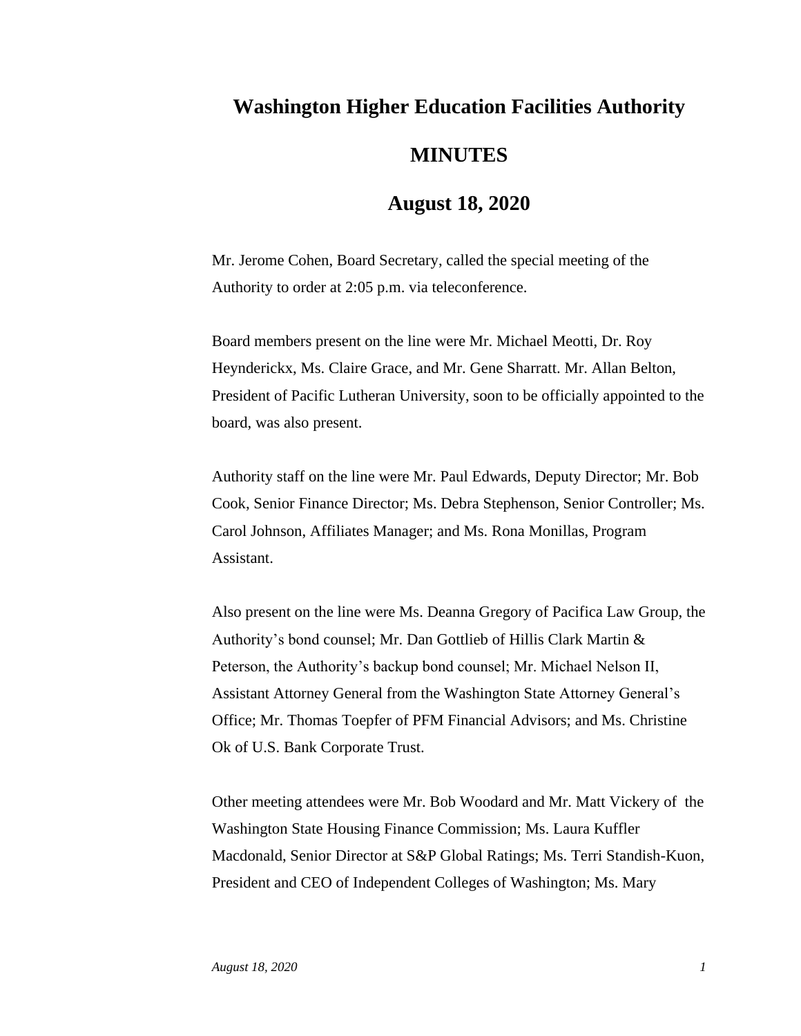# Washington Higher Education Facilities Authority

## MINUTES

## August 18, 2020

Mr. Jerome Cohen, Board Secretary, called the special meeting of the Authority to order at 2:05 p.m. via teleconference.

Board members present on the line were Mr. Michael Meotti, Dr. Roy Heynderickx, Ms. Claire Grace, and Mr. Gene Sharratt. Mr. Allan Belton, President of Pacific Lutheran University, soon to be officially appointed to the board, was also present.

Authority staff on the line were Mr. Paul Edwards, Deputy Director; Mr. Bob Cook, Senior Finance Director; Ms. Debra Stephenson, Senior Controller; Ms. Carol Johnson, Affiliates Manager; and Ms. Rona Monillas, Program Assistant.

Also present on the line were Ms. Deanna Gregory of Pacifica Law Group, the Authority's bond counsel; Mr. Dan Gottlieb of Hillis Clark Martin & Peterson, the Authority's backup bond counsel; Mr. Michael Nelson II, Assistant Attorney General from the Washington State Attorney General's Office; Mr. Thomas Toepfer of PFM Financial Advisors; and Ms. Christine Ok of U.S. Bank Corporate Trust.

Other meeting attendees were Mr. Bob Woodard and Mr. Matt Vickery of the Washington State Housing Finance Commission; Ms. Laura Kuffler Macdonald, Senior Director at S&P Global Ratings; Ms. Terri Standish-Kuon, President and CEO of Independent Colleges of Washington; Ms. Mary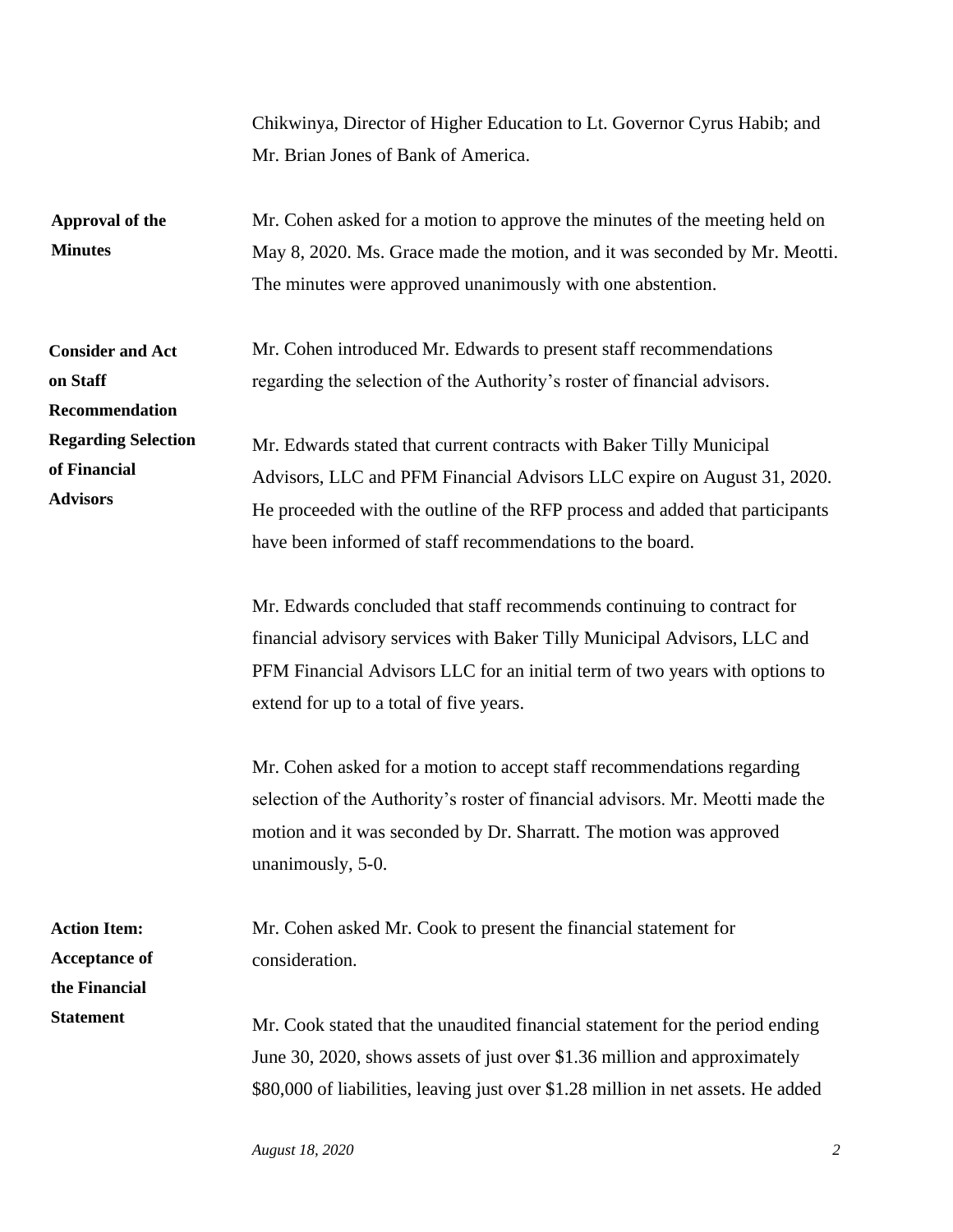Chikwinya, Director of Higher Education to Lt. Governor Cyrus Habib; and Mr. Brian Jones of Bank of America.

**Approval of the Minutes**

Mr. Cohen asked for a motion to approve the minutes of the meeting held on May 8, 2020. Ms. Grace made the motion, and it was seconded by Mr. Meotti. The minutes were approved unanimously with one abstention.

**Consider and Act on Staff Recommendation Regarding Selection of Financial Advisors**

Mr. Cohen introduced Mr. Edwards to present staff recommendations regarding the selection of the Authority's roster of financial advisors.

Mr. Edwards stated that current contracts with Baker Tilly Municipal Advisors, LLC and PFM Financial Advisors LLC expire on August 31, 2020. He proceeded with the outline of the RFP process and added that participants have been informed of staff recommendations to the board.

Mr. Edwards concluded that staff recommends continuing to contract for financial advisory services with Baker Tilly Municipal Advisors, LLC and PFM Financial Advisors LLC for an initial term of two years with options to extend for up to a total of five years.

Mr. Cohen asked for a motion to accept staff recommendations regarding selection of the Authority's roster of financial advisors. Mr. Meotti made the motion and it was seconded by Dr. Sharratt. The motion was approved unanimously, 5-0.

**Action Item: Acceptance of the Financial Statement**

Mr. Cohen asked Mr. Cook to present the financial statement for consideration.

Mr. Cook stated that the unaudited financial statement for the period ending June 30, 2020, shows assets of just over $1.36 million and approximately $80,000 of liabilities, leaving just over $1.28 million in net assets. He added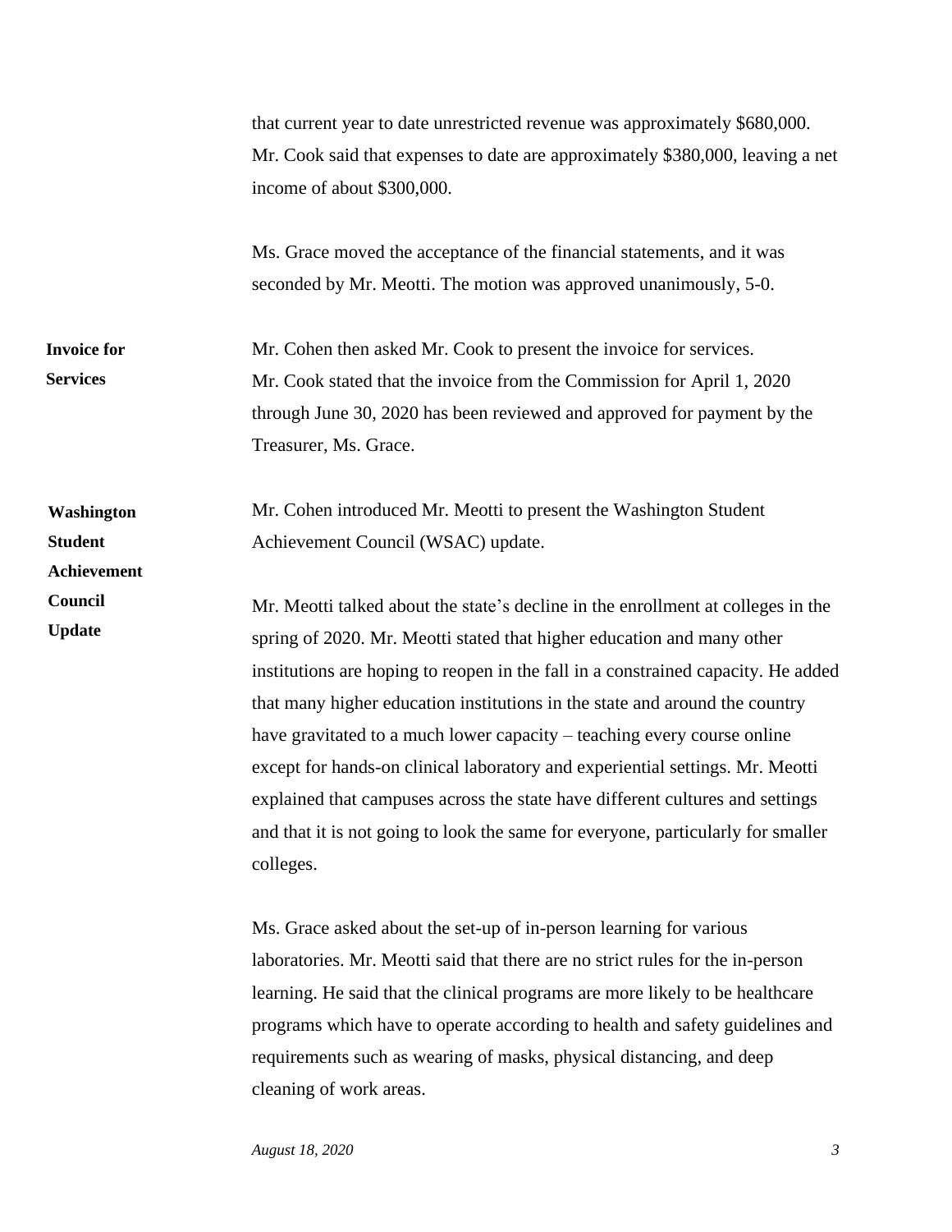that current year to date unrestricted revenue was approximately $680,000. Mr. Cook said that expenses to date are approximately $380,000, leaving a net income of about $300,000.

Ms. Grace moved the acceptance of the financial statements, and it was seconded by Mr. Meotti. The motion was approved unanimously, 5-0.

**Invoice for Services**

Mr. Cohen then asked Mr. Cook to present the invoice for services. Mr. Cook stated that the invoice from the Commission for April 1, 2020 through June 30, 2020 has been reviewed and approved for payment by the Treasurer, Ms. Grace.

**Washington Student Achievement Council Update**

Mr. Cohen introduced Mr. Meotti to present the Washington Student Achievement Council (WSAC) update.

Mr. Meotti talked about the state's decline in the enrollment at colleges in the spring of 2020. Mr. Meotti stated that higher education and many other institutions are hoping to reopen in the fall in a constrained capacity. He added that many higher education institutions in the state and around the country have gravitated to a much lower capacity – teaching every course online except for hands-on clinical laboratory and experiential settings. Mr. Meotti explained that campuses across the state have different cultures and settings and that it is not going to look the same for everyone, particularly for smaller colleges.

Ms. Grace asked about the set-up of in-person learning for various laboratories. Mr. Meotti said that there are no strict rules for the in-person learning. He said that the clinical programs are more likely to be healthcare programs which have to operate according to health and safety guidelines and requirements such as wearing of masks, physical distancing, and deep cleaning of work areas.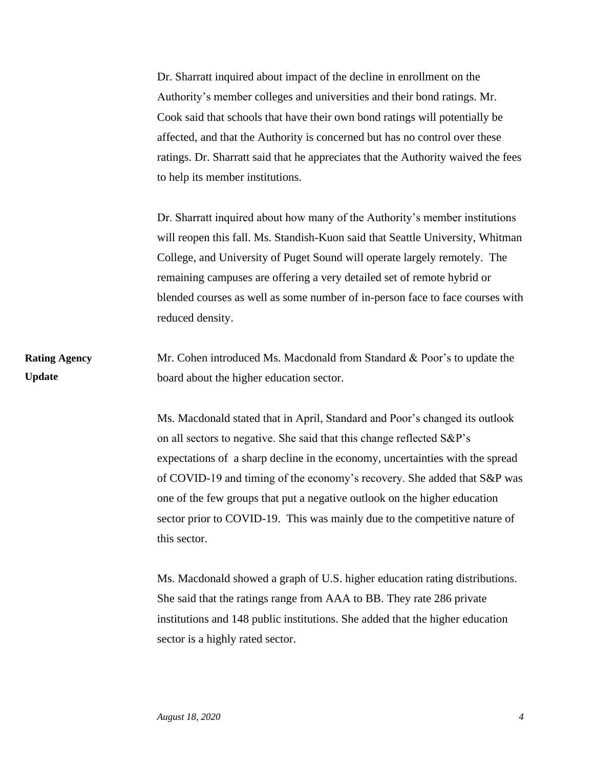Dr. Sharratt inquired about impact of the decline in enrollment on the Authority's member colleges and universities and their bond ratings. Mr. Cook said that schools that have their own bond ratings will potentially be affected, and that the Authority is concerned but has no control over these ratings. Dr. Sharratt said that he appreciates that the Authority waived the fees to help its member institutions.

Dr. Sharratt inquired about how many of the Authority's member institutions will reopen this fall. Ms. Standish-Kuon said that Seattle University, Whitman College, and University of Puget Sound will operate largely remotely. The remaining campuses are offering a very detailed set of remote hybrid or blended courses as well as some number of in-person face to face courses with reduced density.

**Rating Agency Update**

Mr. Cohen introduced Ms. Macdonald from Standard & Poor's to update the board about the higher education sector.

Ms. Macdonald stated that in April, Standard and Poor's changed its outlook on all sectors to negative. She said that this change reflected S&P's expectations of a sharp decline in the economy, uncertainties with the spread of COVID-19 and timing of the economy's recovery. She added that S&P was one of the few groups that put a negative outlook on the higher education sector prior to COVID-19. This was mainly due to the competitive nature of this sector.

Ms. Macdonald showed a graph of U.S. higher education rating distributions. She said that the ratings range from AAA to BB. They rate 286 private institutions and 148 public institutions. She added that the higher education sector is a highly rated sector.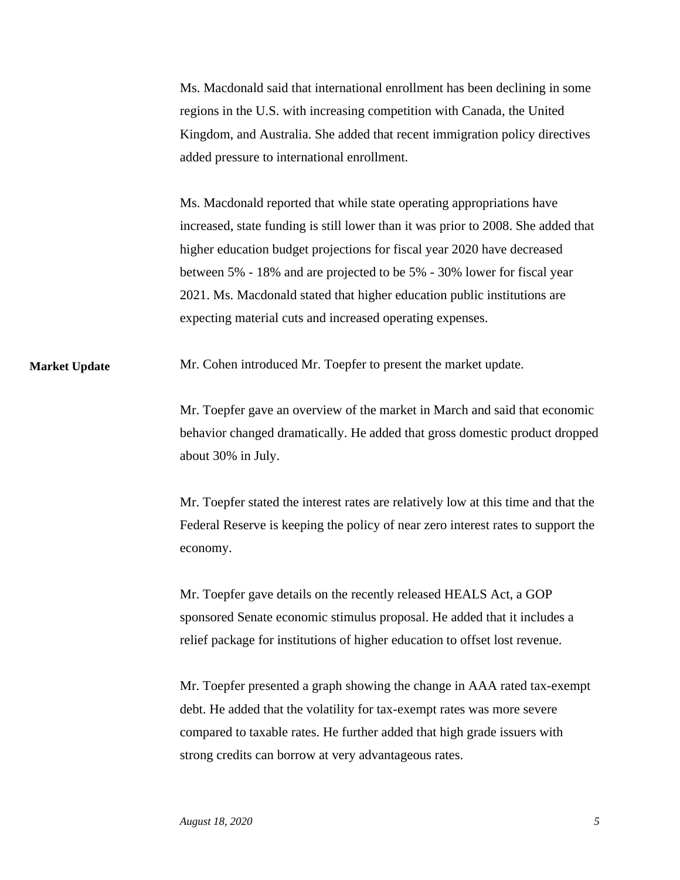Ms. Macdonald said that international enrollment has been declining in some regions in the U.S. with increasing competition with Canada, the United Kingdom, and Australia. She added that recent immigration policy directives added pressure to international enrollment.

Ms. Macdonald reported that while state operating appropriations have increased, state funding is still lower than it was prior to 2008. She added that higher education budget projections for fiscal year 2020 have decreased between 5% - 18% and are projected to be 5% - 30% lower for fiscal year 2021. Ms. Macdonald stated that higher education public institutions are expecting material cuts and increased operating expenses.

**Market Update**

Mr. Cohen introduced Mr. Toepfer to present the market update.

Mr. Toepfer gave an overview of the market in March and said that economic behavior changed dramatically. He added that gross domestic product dropped about 30% in July.

Mr. Toepfer stated the interest rates are relatively low at this time and that the Federal Reserve is keeping the policy of near zero interest rates to support the economy.

Mr. Toepfer gave details on the recently released HEALS Act, a GOP sponsored Senate economic stimulus proposal. He added that it includes a relief package for institutions of higher education to offset lost revenue.

Mr. Toepfer presented a graph showing the change in AAA rated tax-exempt debt. He added that the volatility for tax-exempt rates was more severe compared to taxable rates. He further added that high grade issuers with strong credits can borrow at very advantageous rates.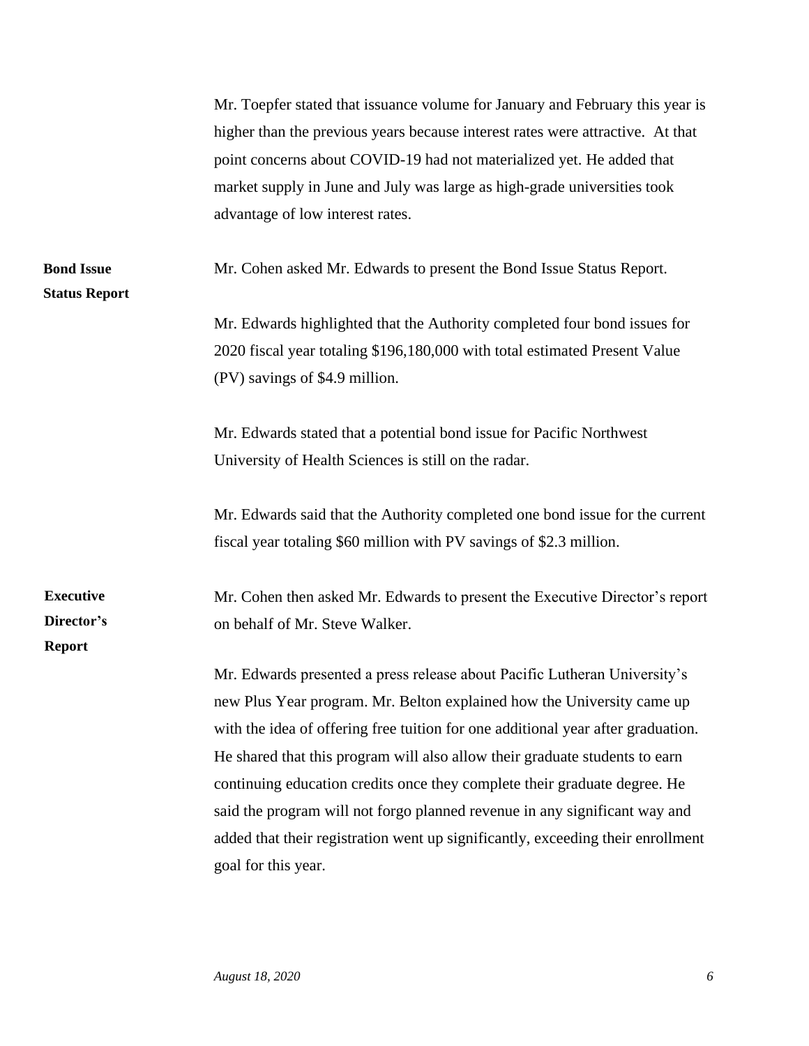Mr. Toepfer stated that issuance volume for January and February this year is higher than the previous years because interest rates were attractive. At that point concerns about COVID-19 had not materialized yet. He added that market supply in June and July was large as high-grade universities took advantage of low interest rates.

**Bond Issue Status Report**

Mr. Cohen asked Mr. Edwards to present the Bond Issue Status Report.

Mr. Edwards highlighted that the Authority completed four bond issues for 2020 fiscal year totaling $196,180,000 with total estimated Present Value (PV) savings of $4.9 million.

Mr. Edwards stated that a potential bond issue for Pacific Northwest University of Health Sciences is still on the radar.

Mr. Edwards said that the Authority completed one bond issue for the current fiscal year totaling $60 million with PV savings of $2.3 million.

**Executive Director's Report**

Mr. Cohen then asked Mr. Edwards to present the Executive Director's report on behalf of Mr. Steve Walker.

Mr. Edwards presented a press release about Pacific Lutheran University's new Plus Year program. Mr. Belton explained how the University came up with the idea of offering free tuition for one additional year after graduation. He shared that this program will also allow their graduate students to earn continuing education credits once they complete their graduate degree. He said the program will not forgo planned revenue in any significant way and added that their registration went up significantly, exceeding their enrollment goal for this year.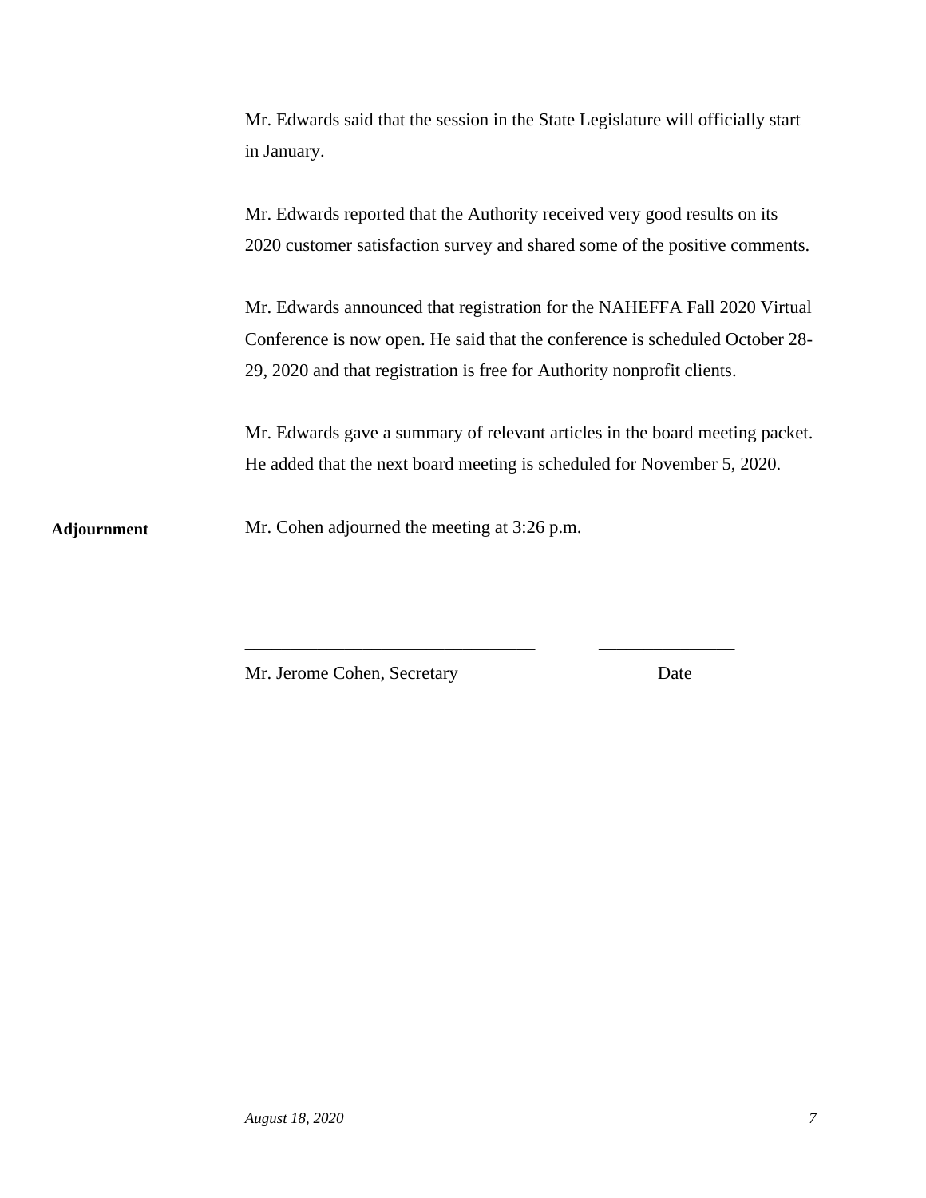Mr. Edwards said that the session in the State Legislature will officially start in January.

Mr. Edwards reported that the Authority received very good results on its 2020 customer satisfaction survey and shared some of the positive comments.

Mr. Edwards announced that registration for the NAHEFFA Fall 2020 Virtual Conference is now open. He said that the conference is scheduled October 28-29, 2020 and that registration is free for Authority nonprofit clients.

Mr. Edwards gave a summary of relevant articles in the board meeting packet. He added that the next board meeting is scheduled for November 5, 2020.

**Adjournment**

Mr. Cohen adjourned the meeting at 3:26 p.m.

\_\_\_\_\_\_\_\_\_\_\_\_\_\_\_\_\_\_\_\_\_\_\_\_\_\_\_\_\_\_\_\_ \_\_\_\_\_\_\_\_\_\_\_\_\_\_\_

Mr. Jerome Cohen, Secretary Date